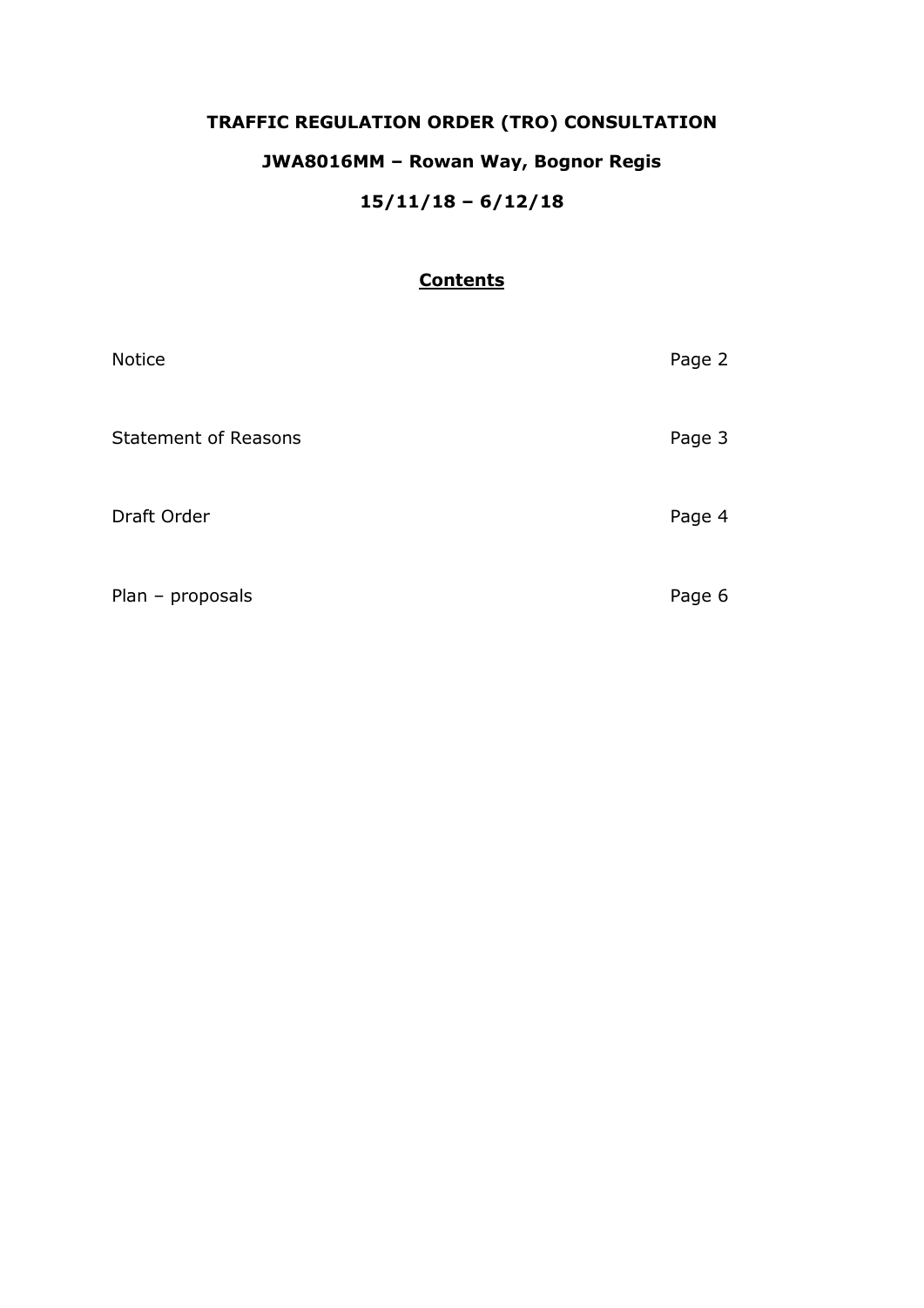# TRAFFIC REGULATION ORDER (TRO) CONSULTATION

## JWA8016MM – Rowan Way, Bognor Regis

## 15/11/18 – 6/12/18

### Contents

| | |
|---|---|
| Notice | Page 2 |
| Statement of Reasons | Page 3 |
| Draft Order | Page 4 |
| Plan – proposals | Page 6 |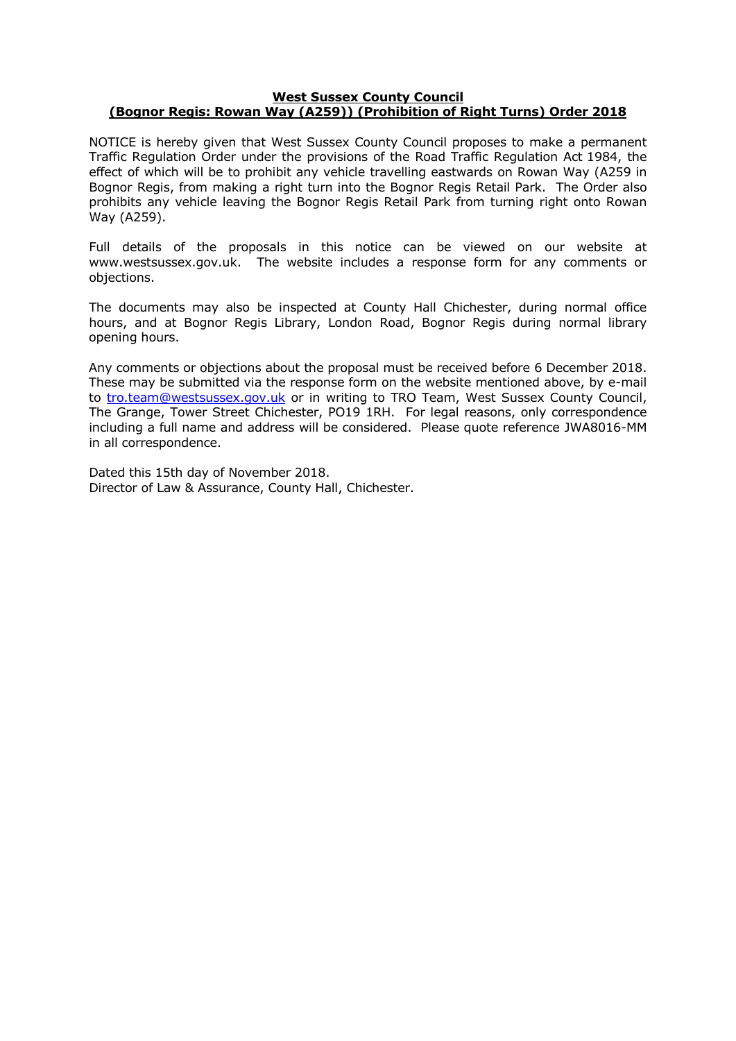**West Sussex County Council**
**(Bognor Regis: Rowan Way (A259)) (Prohibition of Right Turns) Order 2018**

NOTICE is hereby given that West Sussex County Council proposes to make a permanent Traffic Regulation Order under the provisions of the Road Traffic Regulation Act 1984, the effect of which will be to prohibit any vehicle travelling eastwards on Rowan Way (A259 in Bognor Regis, from making a right turn into the Bognor Regis Retail Park. The Order also prohibits any vehicle leaving the Bognor Regis Retail Park from turning right onto Rowan Way (A259).

Full details of the proposals in this notice can be viewed on our website at www.westsussex.gov.uk. The website includes a response form for any comments or objections.

The documents may also be inspected at County Hall Chichester, during normal office hours, and at Bognor Regis Library, London Road, Bognor Regis during normal library opening hours.

Any comments or objections about the proposal must be received before 6 December 2018. These may be submitted via the response form on the website mentioned above, by e-mail to tro.team@westsussex.gov.uk or in writing to TRO Team, West Sussex County Council, The Grange, Tower Street Chichester, PO19 1RH. For legal reasons, only correspondence including a full name and address will be considered. Please quote reference JWA8016-MM in all correspondence.

Dated this 15th day of November 2018.
Director of Law & Assurance, County Hall, Chichester.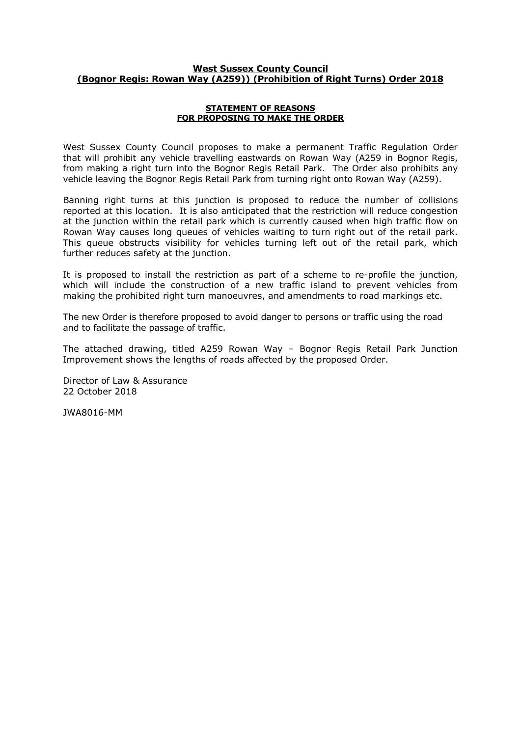**West Sussex County Council**
**(Bognor Regis: Rowan Way (A259)) (Prohibition of Right Turns) Order 2018**

**STATEMENT OF REASONS**
**FOR PROPOSING TO MAKE THE ORDER**

West Sussex County Council proposes to make a permanent Traffic Regulation Order that will prohibit any vehicle travelling eastwards on Rowan Way (A259 in Bognor Regis, from making a right turn into the Bognor Regis Retail Park. The Order also prohibits any vehicle leaving the Bognor Regis Retail Park from turning right onto Rowan Way (A259).

Banning right turns at this junction is proposed to reduce the number of collisions reported at this location. It is also anticipated that the restriction will reduce congestion at the junction within the retail park which is currently caused when high traffic flow on Rowan Way causes long queues of vehicles waiting to turn right out of the retail park. This queue obstructs visibility for vehicles turning left out of the retail park, which further reduces safety at the junction.

It is proposed to install the restriction as part of a scheme to re-profile the junction, which will include the construction of a new traffic island to prevent vehicles from making the prohibited right turn manoeuvres, and amendments to road markings etc.

The new Order is therefore proposed to avoid danger to persons or traffic using the road and to facilitate the passage of traffic.

The attached drawing, titled A259 Rowan Way – Bognor Regis Retail Park Junction Improvement shows the lengths of roads affected by the proposed Order.

Director of Law & Assurance
22 October 2018

JWA8016-MM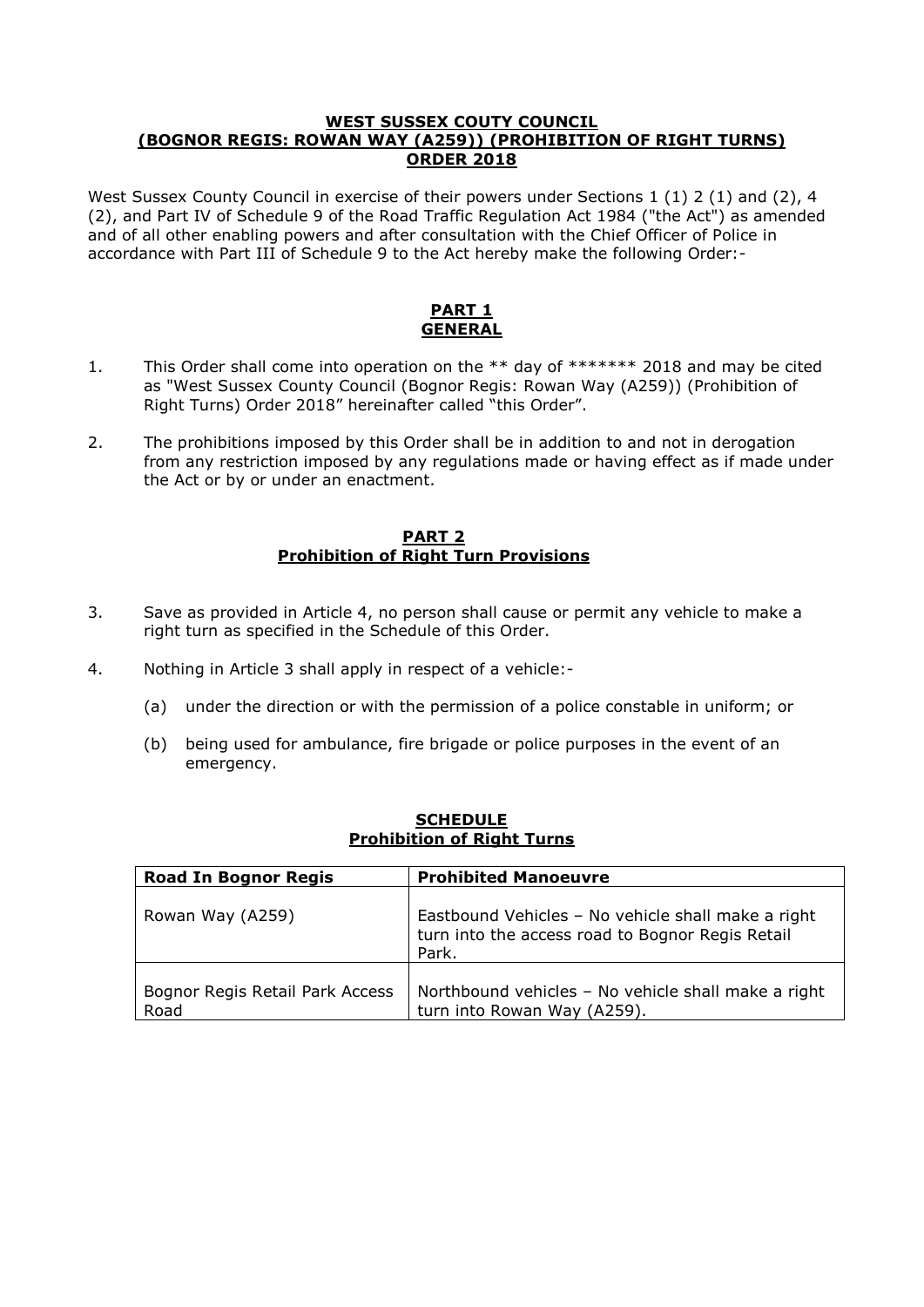**WEST SUSSEX COUTY COUNCIL**
**(BOGNOR REGIS: ROWAN WAY (A259)) (PROHIBITION OF RIGHT TURNS)**
**ORDER 2018**

West Sussex County Council in exercise of their powers under Sections 1 (1) 2 (1) and (2), 4 (2), and Part IV of Schedule 9 of the Road Traffic Regulation Act 1984 ("the Act") as amended and of all other enabling powers and after consultation with the Chief Officer of Police in accordance with Part III of Schedule 9 to the Act hereby make the following Order:-

## PART 1
## GENERAL

1. This Order shall come into operation on the ** day of ******* 2018 and may be cited as "West Sussex County Council (Bognor Regis: Rowan Way (A259)) (Prohibition of Right Turns) Order 2018" hereinafter called "this Order".

2. The prohibitions imposed by this Order shall be in addition to and not in derogation from any restriction imposed by any regulations made or having effect as if made under the Act or by or under an enactment.

## PART 2
## Prohibition of Right Turn Provisions

3. Save as provided in Article 4, no person shall cause or permit any vehicle to make a right turn as specified in the Schedule of this Order.

4. Nothing in Article 3 shall apply in respect of a vehicle:-

   (a) under the direction or with the permission of a police constable in uniform; or

   (b) being used for ambulance, fire brigade or police purposes in the event of an emergency.

## SCHEDULE
## Prohibition of Right Turns

| Road In Bognor Regis | Prohibited Manoeuvre |
|---|---|
| Rowan Way (A259) | Eastbound Vehicles – No vehicle shall make a right turn into the access road to Bognor Regis Retail Park. |
| Bognor Regis Retail Park Access Road | Northbound vehicles – No vehicle shall make a right turn into Rowan Way (A259). |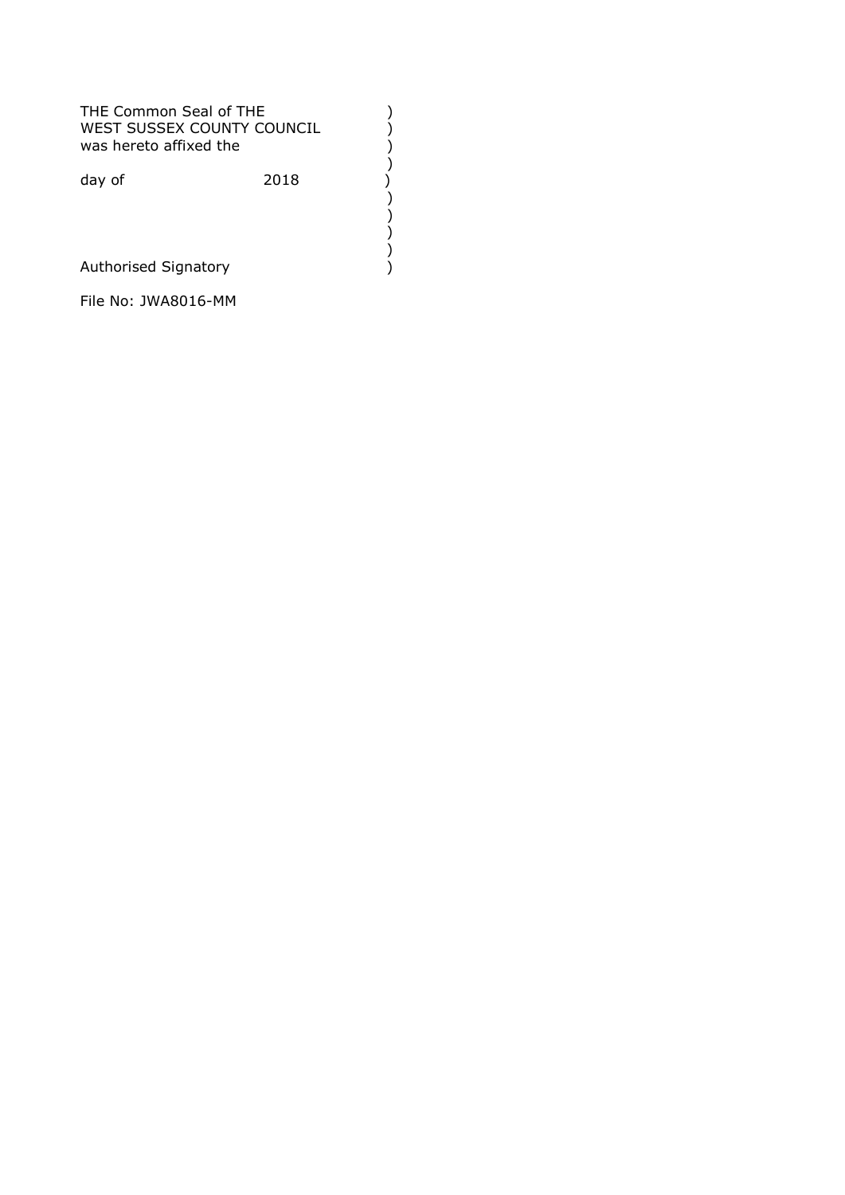THE Common Seal of THE )
WEST SUSSEX COUNTY COUNCIL )
was hereto affixed the )
)
day of 2018 )
)
)
)
)
Authorised Signatory )

File No: JWA8016-MM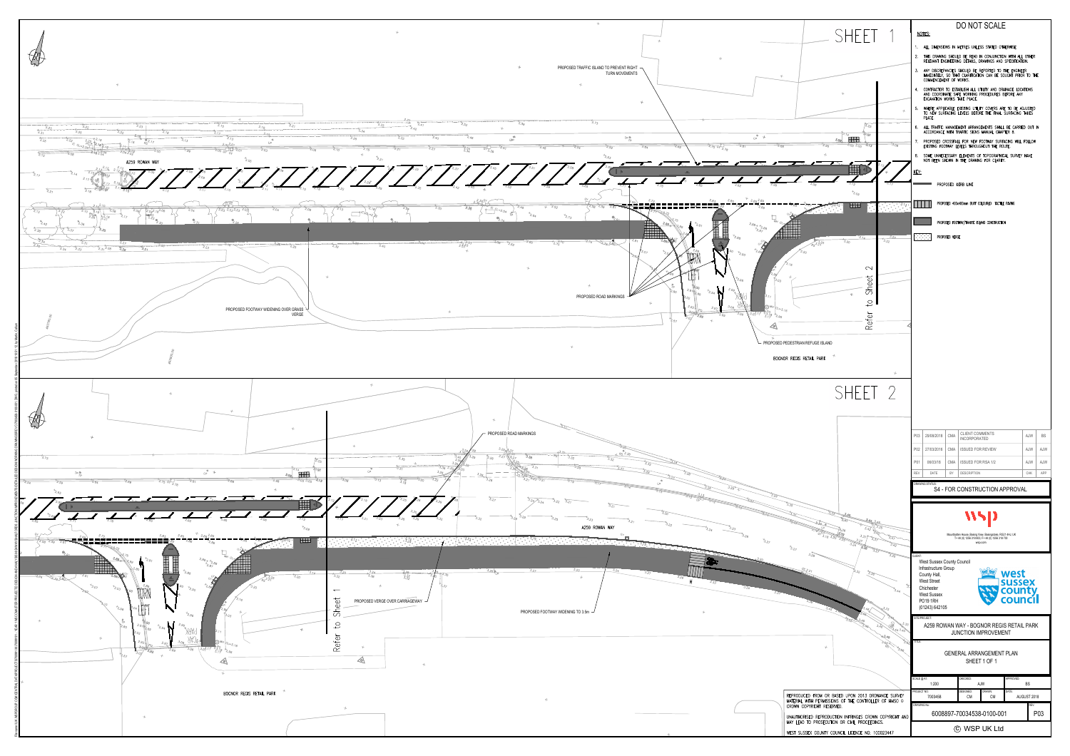# SHEET 1

PROPOSED TRAFFIC ISLAND TO PREVENT RIGHT TURN MOVEMENTS

A259 ROWAN WAY

PROPOSED ROAD MARKINGS

PROPOSED FOOTWAY WIDENING OVER GRASS VERGE

PROPOSED PEDESTRIAN REFUGE ISLAND

BOGNOR REGIS RETAIL PARK

Refer to Sheet 2

# SHEET 2

PROPOSED ROAD MARKINGS

A259 ROWAN WAY

PROPOSED VERGE OVER CARRIAGEWAY

PROPOSED FOOTWAY WIDENING TO 3.5m

Refer to Sheet 1

BOGNOR REGIS RETAIL PARK

REPRODUCED FROM OR BASED UPON 2013 ORDNANCE SURVEY MATERIAL WITH PERMISSIONS OF THE CONTROLLER OF HMSO © CROWN COPYRIGHT RESERVED.

UNAUTHORISED REPRODUCTION INFRINGES CROWN COPYRIGHT AND MAY LEAD TO PROSECUTION OR CIVIL PROCEEDINGS.

WEST SUSSEX COUNTY COUNCIL LICENCE NO. 100023447

## DO NOT SCALE

**NOTES:**

1. ALL DIMENSIONS IN METRES UNLESS STATED OTHERWISE.
2. THIS DRAWING SHOULD BE READ IN CONJUNCTION WITH ALL OTHER RELEVANT ENGINEERING DETAILS, DRAWINGS AND SPECIFICATION.
3. ANY DISCREPANCIES SHOULD BE REPORTED TO THE ENGINEER IMMEDIATELY, SO THAT CLARIFICATION CAN BE SOUGHT PRIOR TO THE COMMENCEMENT OF WORKS.
4. CONTRACTOR TO ESTABLISH ALL UTILITY AND DRAINAGE LOCATIONS AND COORDINATE SAFE WORKING PROCEDURES BEFORE ANY EXCAVATION WORKS TAKE PLACE.
5. WHERE APPLICABLE EXISTING UTILITY COVERS ARE TO BE ADJUSTED TO NEW SURFACING LEVELS BEFORE THE FINAL SURFACING TAKES PLACE.
6. ALL TRAFFIC MANAGEMENT ARRANGEMENTS SHALL BE CARRIED OUT IN ACCORDANCE WITH TRAFFIC SIGNS MANUAL CHAPTER 8.
7. PROPOSED CROSSFALL FOR NEW FOOTWAY SURFACING WILL FOLLOW EXISTING FOOTWAY LEVELS THROUGHOUT THE ROUTE.
8. SOME UNNECESSARY ELEMENTS OF TOPOGRAPHICAL SURVEY HAVE NOT BEEN SHOWN IN THE DRAWING FOR CLARITY.

**KEY:**

- PROPOSED KERB LINE
- PROPOSED 400x400mm BUFF COLOURED TACTILE PAVING
- PROPOSED FOOTWAY/TRAFFIC ISLAND CONSTRUCTION
- PROPOSED VERGE

| REV | DATE | BY | DESCRIPTION | CHK | APP |
|---|---|---|---|---|---|
| P03 | 29/08/2018 | CMA | CLIENT COMMENTS INCORPORATED | AJW | BS |
| P02 | 27/03/2018 | CMA | ISSUED FOR REVIEW | AJW | AJW |
| P01 | 08/03/18 | CMA | ISSUED FOR RSA 1/2 | AJW | AJW |

DRAWING STATUS:

S4 - FOR CONSTRUCTION APPROVAL

wsp

Mountbatten House, Basing View, Basingstoke, RG21 4HJ, UK
T+ 44 (0) 1256 318800, F+ 44 (0) 1256 318 700
wsp.com

CLIENT:

West Sussex County Council
Infrastructure Group
County Hall,
West Street
Chichester
West Sussex
PO19 1RH
(01243) 642105

west sussex county council

SITE/PROJECT:

A259 ROWAN WAY - BOGNOR REGIS RETAIL PARK JUNCTION IMPROVEMENT

TITLE:

GENERAL ARRANGEMENT PLAN
SHEET 1 OF 1

| SCALE @ A1 | CHECKED: | APPROVED: |
|---|---|---|
| 1:200 | AJW | BS |

| PROJECT NO: | DESIGNED: | DRAWN: | DATE: |
|---|---|---|---|
| 70034538 | CM | CM | AUGUST 2018 |

| DRAWING No: | REV: |
|---|---|
| 6008897-70034538-0100-001 | P03 |

© WSP UK Ltd